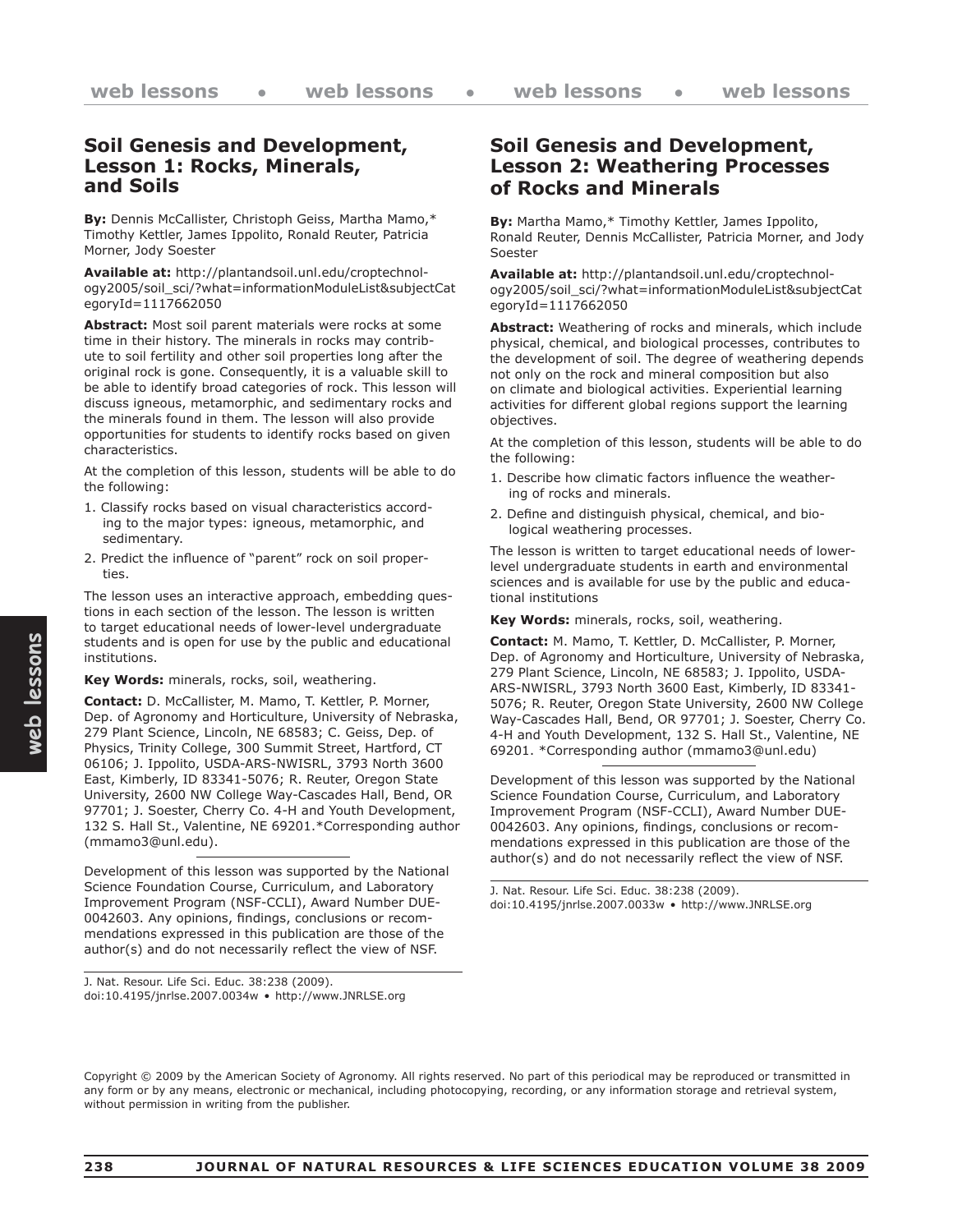## Soil Genesis and Development, Lesson 1: Rocks, Minerals, and Soils

**By:** Dennis McCallister, Christoph Geiss, Martha Mamo,* Timothy Kettler, James Ippolito, Ronald Reuter, Patricia Morner, Jody Soester

**Available at:** http://plantandsoil.unl.edu/croptechnology2005/soil_sci/?what=informationModuleList&subjectCategoryId=1117662050

**Abstract:** Most soil parent materials were rocks at some time in their history. The minerals in rocks may contribute to soil fertility and other soil properties long after the original rock is gone. Consequently, it is a valuable skill to be able to identify broad categories of rock. This lesson will discuss igneous, metamorphic, and sedimentary rocks and the minerals found in them. The lesson will also provide opportunities for students to identify rocks based on given characteristics.

At the completion of this lesson, students will be able to do the following:

1. Classify rocks based on visual characteristics according to the major types: igneous, metamorphic, and sedimentary.
2. Predict the influence of "parent" rock on soil properties.

The lesson uses an interactive approach, embedding questions in each section of the lesson. The lesson is written to target educational needs of lower-level undergraduate students and is open for use by the public and educational institutions.

**Key Words:** minerals, rocks, soil, weathering.

**Contact:** D. McCallister, M. Mamo, T. Kettler, P. Morner, Dep. of Agronomy and Horticulture, University of Nebraska, 279 Plant Science, Lincoln, NE 68583; C. Geiss, Dep. of Physics, Trinity College, 300 Summit Street, Hartford, CT 06106; J. Ippolito, USDA-ARS-NWISRL, 3793 North 3600 East, Kimberly, ID 83341-5076; R. Reuter, Oregon State University, 2600 NW College Way-Cascades Hall, Bend, OR 97701; J. Soester, Cherry Co. 4-H and Youth Development, 132 S. Hall St., Valentine, NE 69201.*Corresponding author (mmamo3@unl.edu).

---

Development of this lesson was supported by the National Science Foundation Course, Curriculum, and Laboratory Improvement Program (NSF-CCLI), Award Number DUE-0042603. Any opinions, findings, conclusions or recommendations expressed in this publication are those of the author(s) and do not necessarily reflect the view of NSF.

J. Nat. Resour. Life Sci. Educ. 38:238 (2009).
doi:10.4195/jnrlse.2007.0034w • http://www.JNRLSE.org

## Soil Genesis and Development, Lesson 2: Weathering Processes of Rocks and Minerals

**By:** Martha Mamo,* Timothy Kettler, James Ippolito, Ronald Reuter, Dennis McCallister, Patricia Morner, and Jody Soester

**Available at:** http://plantandsoil.unl.edu/croptechnology2005/soil_sci/?what=informationModuleList&subjectCategoryId=1117662050

**Abstract:** Weathering of rocks and minerals, which include physical, chemical, and biological processes, contributes to the development of soil. The degree of weathering depends not only on the rock and mineral composition but also on climate and biological activities. Experiential learning activities for different global regions support the learning objectives.

At the completion of this lesson, students will be able to do the following:

1. Describe how climatic factors influence the weathering of rocks and minerals.
2. Define and distinguish physical, chemical, and biological weathering processes.

The lesson is written to target educational needs of lower-level undergraduate students in earth and environmental sciences and is available for use by the public and educational institutions

**Key Words:** minerals, rocks, soil, weathering.

**Contact:** M. Mamo, T. Kettler, D. McCallister, P. Morner, Dep. of Agronomy and Horticulture, University of Nebraska, 279 Plant Science, Lincoln, NE 68583; J. Ippolito, USDA-ARS-NWISRL, 3793 North 3600 East, Kimberly, ID 83341-5076; R. Reuter, Oregon State University, 2600 NW College Way-Cascades Hall, Bend, OR 97701; J. Soester, Cherry Co. 4-H and Youth Development, 132 S. Hall St., Valentine, NE 69201. *Corresponding author (mmamo3@unl.edu)

---

Development of this lesson was supported by the National Science Foundation Course, Curriculum, and Laboratory Improvement Program (NSF-CCLI), Award Number DUE-0042603. Any opinions, findings, conclusions or recommendations expressed in this publication are those of the author(s) and do not necessarily reflect the view of NSF.

J. Nat. Resour. Life Sci. Educ. 38:238 (2009).
doi:10.4195/jnrlse.2007.0033w • http://www.JNRLSE.org

Copyright © 2009 by the American Society of Agronomy. All rights reserved. No part of this periodical may be reproduced or transmitted in any form or by any means, electronic or mechanical, including photocopying, recording, or any information storage and retrieval system, without permission in writing from the publisher.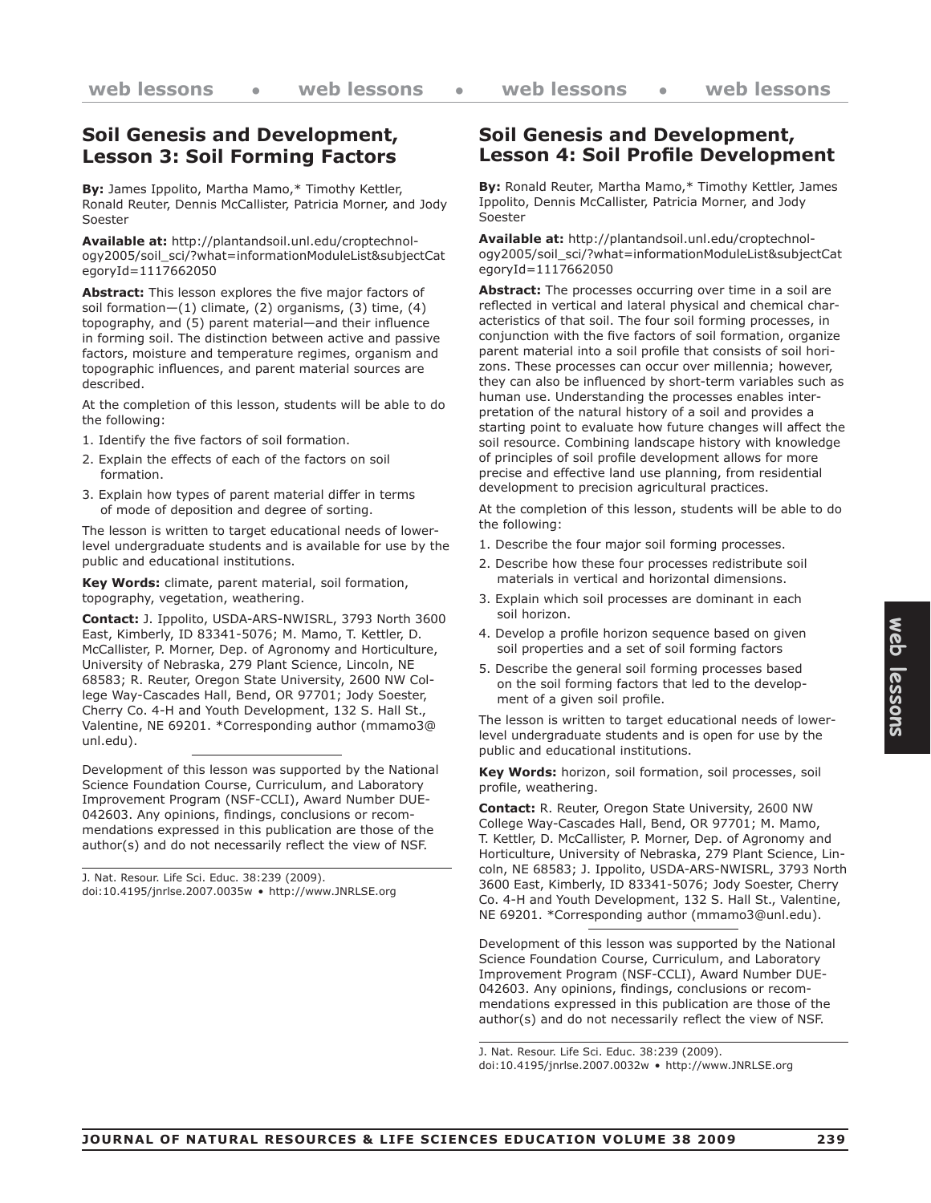## Soil Genesis and Development, Lesson 3: Soil Forming Factors

**By:** James Ippolito, Martha Mamo,* Timothy Kettler, Ronald Reuter, Dennis McCallister, Patricia Morner, and Jody Soester

**Available at:** http://plantandsoil.unl.edu/croptechnology2005/soil_sci/?what=informationModuleList&subjectCategoryId=1117662050

**Abstract:** This lesson explores the five major factors of soil formation—(1) climate, (2) organisms, (3) time, (4) topography, and (5) parent material—and their influence in forming soil. The distinction between active and passive factors, moisture and temperature regimes, organism and topographic influences, and parent material sources are described.

At the completion of this lesson, students will be able to do the following:

1. Identify the five factors of soil formation.
2. Explain the effects of each of the factors on soil formation.
3. Explain how types of parent material differ in terms of mode of deposition and degree of sorting.

The lesson is written to target educational needs of lower-level undergraduate students and is available for use by the public and educational institutions.

**Key Words:** climate, parent material, soil formation, topography, vegetation, weathering.

**Contact:** J. Ippolito, USDA-ARS-NWISRL, 3793 North 3600 East, Kimberly, ID 83341-5076; M. Mamo, T. Kettler, D. McCallister, P. Morner, Dep. of Agronomy and Horticulture, University of Nebraska, 279 Plant Science, Lincoln, NE 68583; R. Reuter, Oregon State University, 2600 NW College Way-Cascades Hall, Bend, OR 97701; Jody Soester, Cherry Co. 4-H and Youth Development, 132 S. Hall St., Valentine, NE 69201. *Corresponding author (mmamo3@unl.edu).

Development of this lesson was supported by the National Science Foundation Course, Curriculum, and Laboratory Improvement Program (NSF-CCLI), Award Number DUE-042603. Any opinions, findings, conclusions or recommendations expressed in this publication are those of the author(s) and do not necessarily reflect the view of NSF.

J. Nat. Resour. Life Sci. Educ. 38:239 (2009).
doi:10.4195/jnrlse.2007.0035w • http://www.JNRLSE.org

## Soil Genesis and Development, Lesson 4: Soil Profile Development

**By:** Ronald Reuter, Martha Mamo,* Timothy Kettler, James Ippolito, Dennis McCallister, Patricia Morner, and Jody Soester

**Available at:** http://plantandsoil.unl.edu/croptechnology2005/soil_sci/?what=informationModuleList&subjectCategoryId=1117662050

**Abstract:** The processes occurring over time in a soil are reflected in vertical and lateral physical and chemical characteristics of that soil. The four soil forming processes, in conjunction with the five factors of soil formation, organize parent material into a soil profile that consists of soil horizons. These processes can occur over millennia; however, they can also be influenced by short-term variables such as human use. Understanding the processes enables interpretation of the natural history of a soil and provides a starting point to evaluate how future changes will affect the soil resource. Combining landscape history with knowledge of principles of soil profile development allows for more precise and effective land use planning, from residential development to precision agricultural practices.

At the completion of this lesson, students will be able to do the following:

1. Describe the four major soil forming processes.
2. Describe how these four processes redistribute soil materials in vertical and horizontal dimensions.
3. Explain which soil processes are dominant in each soil horizon.
4. Develop a profile horizon sequence based on given soil properties and a set of soil forming factors
5. Describe the general soil forming processes based on the soil forming factors that led to the development of a given soil profile.

The lesson is written to target educational needs of lower-level undergraduate students and is open for use by the public and educational institutions.

**Key Words:** horizon, soil formation, soil processes, soil profile, weathering.

**Contact:** R. Reuter, Oregon State University, 2600 NW College Way-Cascades Hall, Bend, OR 97701; M. Mamo, T. Kettler, D. McCallister, P. Morner, Dep. of Agronomy and Horticulture, University of Nebraska, 279 Plant Science, Lincoln, NE 68583; J. Ippolito, USDA-ARS-NWISRL, 3793 North 3600 East, Kimberly, ID 83341-5076; Jody Soester, Cherry Co. 4-H and Youth Development, 132 S. Hall St., Valentine, NE 69201. *Corresponding author (mmamo3@unl.edu).

Development of this lesson was supported by the National Science Foundation Course, Curriculum, and Laboratory Improvement Program (NSF-CCLI), Award Number DUE-042603. Any opinions, findings, conclusions or recommendations expressed in this publication are those of the author(s) and do not necessarily reflect the view of NSF.

J. Nat. Resour. Life Sci. Educ. 38:239 (2009).
doi:10.4195/jnrlse.2007.0032w • http://www.JNRLSE.org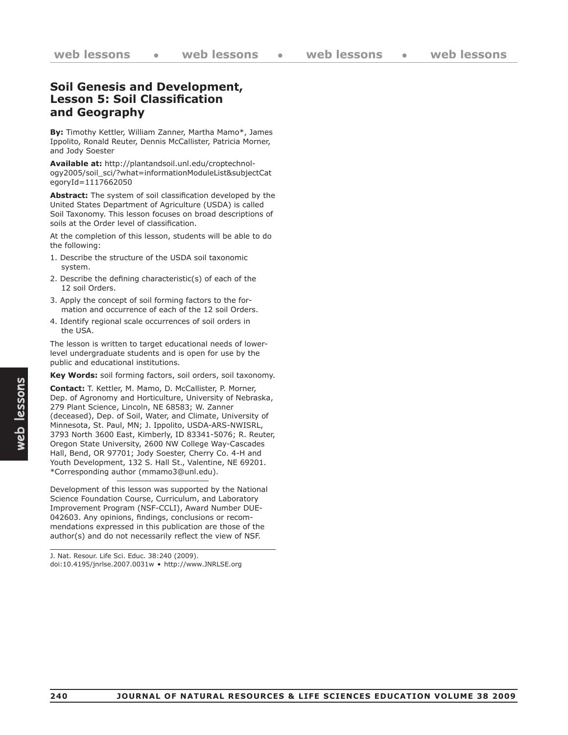## Soil Genesis and Development, Lesson 5: Soil Classification and Geography

**By:** Timothy Kettler, William Zanner, Martha Mamo*, James Ippolito, Ronald Reuter, Dennis McCallister, Patricia Morner, and Jody Soester

**Available at:** http://plantandsoil.unl.edu/croptechnology2005/soil_sci/?what=informationModuleList&subjectCategoryId=1117662050

**Abstract:** The system of soil classification developed by the United States Department of Agriculture (USDA) is called Soil Taxonomy. This lesson focuses on broad descriptions of soils at the Order level of classification.

At the completion of this lesson, students will be able to do the following:

1. Describe the structure of the USDA soil taxonomic system.
2. Describe the defining characteristic(s) of each of the 12 soil Orders.
3. Apply the concept of soil forming factors to the formation and occurrence of each of the 12 soil Orders.
4. Identify regional scale occurrences of soil orders in the USA.

The lesson is written to target educational needs of lower-level undergraduate students and is open for use by the public and educational institutions.

**Key Words:** soil forming factors, soil orders, soil taxonomy.

**Contact:** T. Kettler, M. Mamo, D. McCallister, P. Morner, Dep. of Agronomy and Horticulture, University of Nebraska, 279 Plant Science, Lincoln, NE 68583; W. Zanner (deceased), Dep. of Soil, Water, and Climate, University of Minnesota, St. Paul, MN; J. Ippolito, USDA-ARS-NWISRL, 3793 North 3600 East, Kimberly, ID 83341-5076; R. Reuter, Oregon State University, 2600 NW College Way-Cascades Hall, Bend, OR 97701; Jody Soester, Cherry Co. 4-H and Youth Development, 132 S. Hall St., Valentine, NE 69201. *Corresponding author (mmamo3@unl.edu).

---

Development of this lesson was supported by the National Science Foundation Course, Curriculum, and Laboratory Improvement Program (NSF-CCLI), Award Number DUE-042603. Any opinions, findings, conclusions or recommendations expressed in this publication are those of the author(s) and do not necessarily reflect the view of NSF.

---

J. Nat. Resour. Life Sci. Educ. 38:240 (2009).
doi:10.4195/jnrlse.2007.0031w • http://www.JNRLSE.org